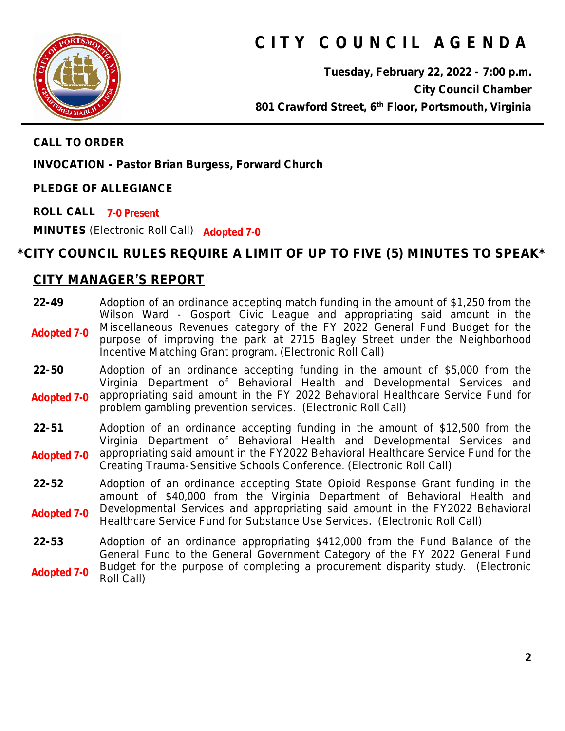# CITY COUNCIL AGENDA

**Tuesday, February 22, 2022 - 7:00 p.m.**
**City Council Chamber**
**801 Crawford Street, 6th Floor, Portsmouth, Virginia**

**CALL TO ORDER**

**INVOCATION - Pastor Brian Burgess, Forward Church**

**PLEDGE OF ALLEGIANCE**

**ROLL CALL** 7-0 Present

**MINUTES** (Electronic Roll Call) Adopted 7-0

**\*CITY COUNCIL RULES REQUIRE A LIMIT OF UP TO FIVE (5) MINUTES TO SPEAK\***

## CITY MANAGER'S REPORT

**22-49** — Adopted 7-0
Adoption of an ordinance accepting match funding in the amount of $1,250 from the Wilson Ward - Gosport Civic League and appropriating said amount in the Miscellaneous Revenues category of the FY 2022 General Fund Budget for the purpose of improving the park at 2715 Bagley Street under the Neighborhood Incentive Matching Grant program. (Electronic Roll Call)

**22-50** — Adopted 7-0
Adoption of an ordinance accepting funding in the amount of $5,000 from the Virginia Department of Behavioral Health and Developmental Services and appropriating said amount in the FY 2022 Behavioral Healthcare Service Fund for problem gambling prevention services. (Electronic Roll Call)

**22-51** — Adopted 7-0
Adoption of an ordinance accepting funding in the amount of $12,500 from the Virginia Department of Behavioral Health and Developmental Services and appropriating said amount in the FY2022 Behavioral Healthcare Service Fund for the Creating Trauma-Sensitive Schools Conference. (Electronic Roll Call)

**22-52** — Adopted 7-0
Adoption of an ordinance accepting State Opioid Response Grant funding in the amount of $40,000 from the Virginia Department of Behavioral Health and Developmental Services and appropriating said amount in the FY2022 Behavioral Healthcare Service Fund for Substance Use Services. (Electronic Roll Call)

**22-53** — Adopted 7-0
Adoption of an ordinance appropriating $412,000 from the Fund Balance of the General Fund to the General Government Category of the FY 2022 General Fund Budget for the purpose of completing a procurement disparity study. (Electronic Roll Call)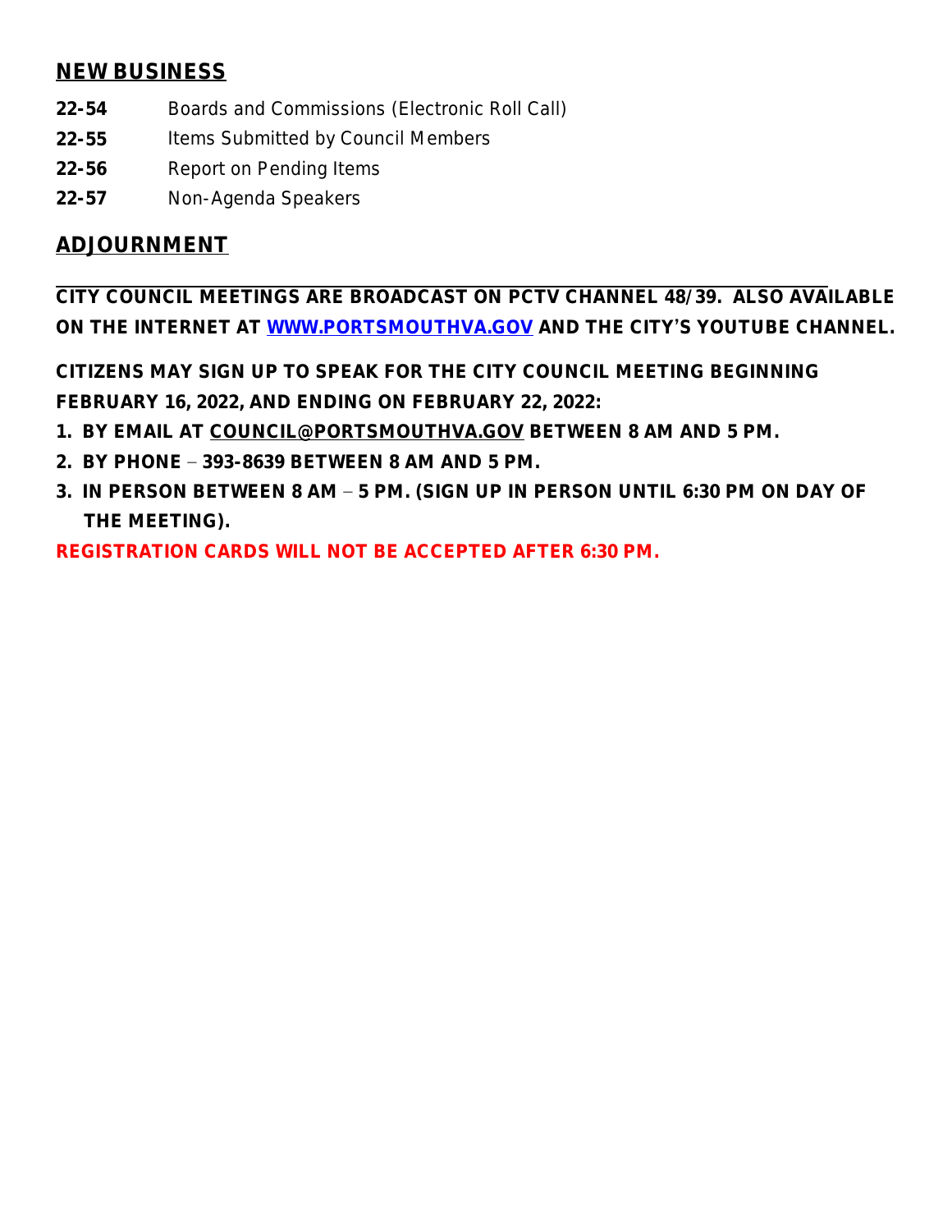## NEW BUSINESS

**22-54** Boards and Commissions (Electronic Roll Call)

**22-55** Items Submitted by Council Members

**22-56** Report on Pending Items

**22-57** Non-Agenda Speakers

## ADJOURNMENT

---

**CITY COUNCIL MEETINGS ARE BROADCAST ON PCTV CHANNEL 48/39. ALSO AVAILABLE ON THE INTERNET AT WWW.PORTSMOUTHVA.GOV AND THE CITY'S YOUTUBE CHANNEL.**

**CITIZENS MAY SIGN UP TO SPEAK FOR THE CITY COUNCIL MEETING BEGINNING FEBRUARY 16, 2022, AND ENDING ON FEBRUARY 22, 2022:**

1. **BY EMAIL AT COUNCIL@PORTSMOUTHVA.GOV BETWEEN 8 AM AND 5 PM.**
2. **BY PHONE – 393-8639 BETWEEN 8 AM AND 5 PM.**
3. **IN PERSON BETWEEN 8 AM – 5 PM. (SIGN UP IN PERSON UNTIL 6:30 PM ON DAY OF THE MEETING).**

**REGISTRATION CARDS WILL NOT BE ACCEPTED AFTER 6:30 PM.**